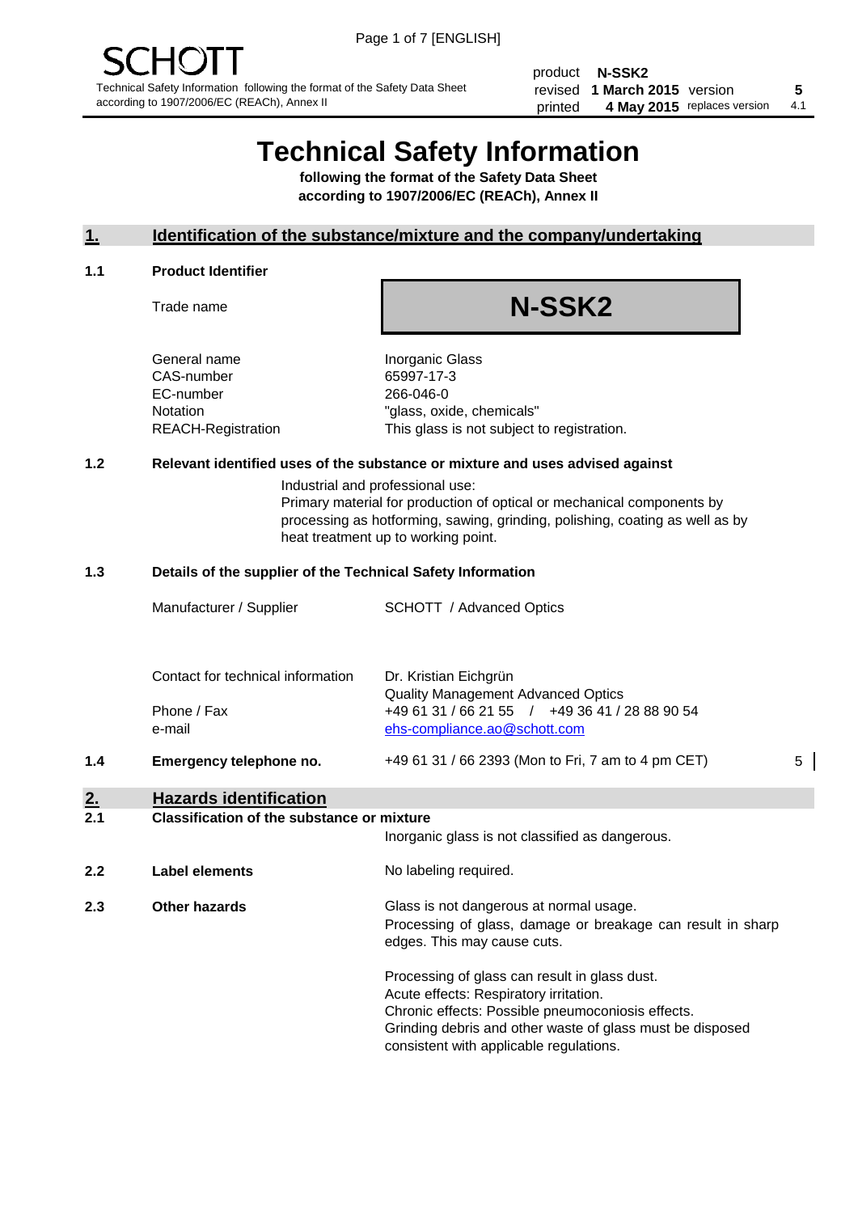SCHOTT

Technical Safety Information following the format of the Safety Data Sheet according to 1907/2006/EC (REACh), Annex II

| | | | |
|---|---|---|---|
| product | **N-SSK2** | | |
| revised | **1 March 2015** | version | **5** |
| printed | **4 May 2015** | replaces version | 4.1 |

# Technical Safety Information

**following the format of the Safety Data Sheet according to 1907/2006/EC (REACh), Annex II**

## 1. Identification of the substance/mixture and the company/undertaking

### 1.1 Product Identifier

| | |
|---|---|
| Trade name | **N-SSK2** |
| General name | Inorganic Glass |
| CAS-number | 65997-17-3 |
| EC-number | 266-046-0 |
| Notation | "glass, oxide, chemicals" |
| REACH-Registration | This glass is not subject to registration. |

### 1.2 Relevant identified uses of the substance or mixture and uses advised against

Industrial and professional use:
Primary material for production of optical or mechanical components by processing as hotforming, sawing, grinding, polishing, coating as well as by heat treatment up to working point.

### 1.3 Details of the supplier of the Technical Safety Information

| | |
|---|---|
| Manufacturer / Supplier | SCHOTT / Advanced Optics |
| Contact for technical information | Dr. Kristian Eichgrün<br>Quality Management Advanced Optics |
| Phone / Fax | +49 61 31 / 66 21 55 / +49 36 41 / 28 88 90 54 |
| e-mail | ehs-compliance.ao@schott.com |

### 1.4 Emergency telephone no.

+49 61 31 / 66 2393 (Mon to Fri, 7 am to 4 pm CET) 5

## 2. Hazards identification

### 2.1 Classification of the substance or mixture

Inorganic glass is not classified as dangerous.

### 2.2 Label elements

No labeling required.

### 2.3 Other hazards

Glass is not dangerous at normal usage.
Processing of glass, damage or breakage can result in sharp edges. This may cause cuts.

Processing of glass can result in glass dust.
Acute effects: Respiratory irritation.
Chronic effects: Possible pneumoconiosis effects.
Grinding debris and other waste of glass must be disposed consistent with applicable regulations.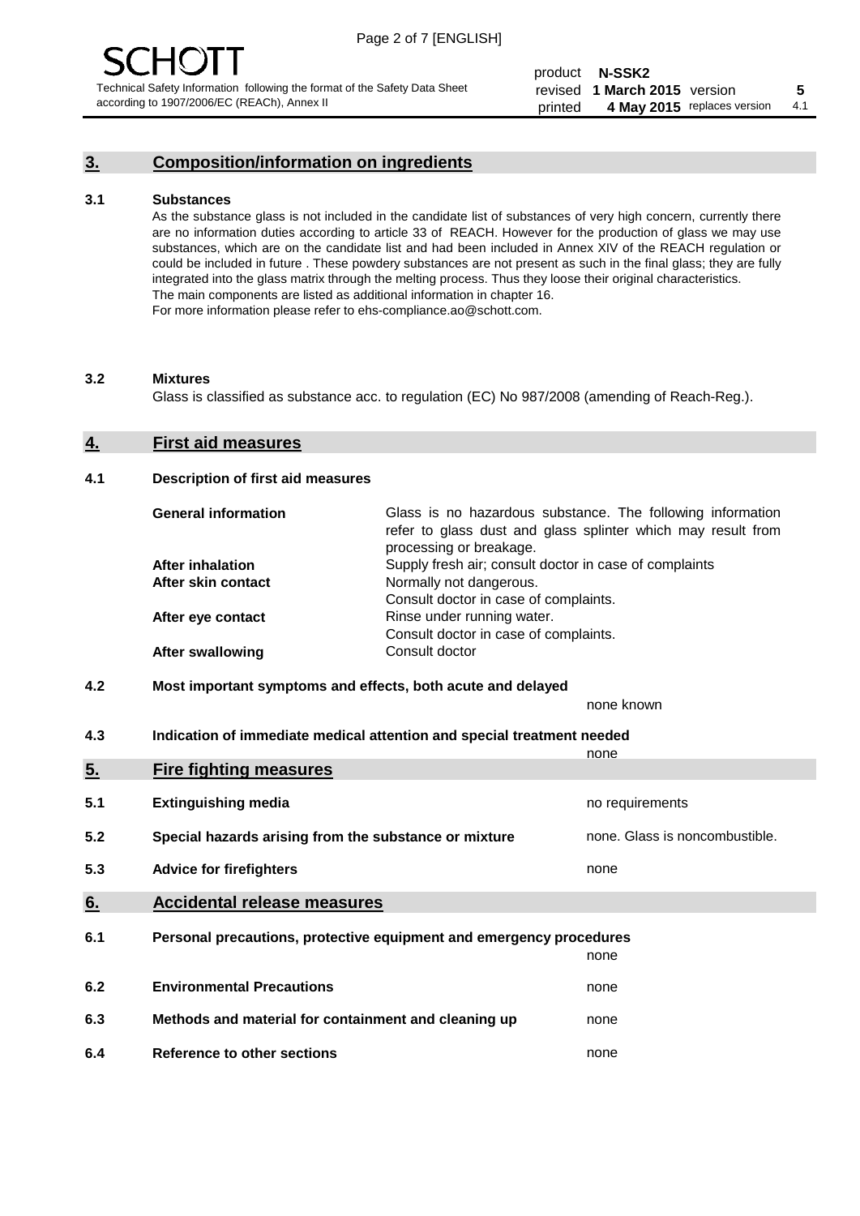## 3. Composition/information on ingredients

### 3.1 Substances

As the substance glass is not included in the candidate list of substances of very high concern, currently there are no information duties according to article 33 of REACH. However for the production of glass we may use substances, which are on the candidate list and had been included in Annex XIV of the REACH regulation or could be included in future . These powdery substances are not present as such in the final glass; they are fully integrated into the glass matrix through the melting process. Thus they loose their original characteristics. The main components are listed as additional information in chapter 16. For more information please refer to ehs-compliance.ao@schott.com.

### 3.2 Mixtures

Glass is classified as substance acc. to regulation (EC) No 987/2008 (amending of Reach-Reg.).

## 4. First aid measures

### 4.1 Description of first aid measures

| | |
|---|---|
| **General information** | Glass is no hazardous substance. The following information refer to glass dust and glass splinter which may result from processing or breakage. |
| **After inhalation** | Supply fresh air; consult doctor in case of complaints |
| **After skin contact** | Normally not dangerous. Consult doctor in case of complaints. |
| **After eye contact** | Rinse under running water. Consult doctor in case of complaints. |
| **After swallowing** | Consult doctor |

### 4.2 Most important symptoms and effects, both acute and delayed

none known

### 4.3 Indication of immediate medical attention and special treatment needed

none

## 5. Fire fighting measures

| | | |
|---|---|---|
| 5.1 | **Extinguishing media** | no requirements |
| 5.2 | **Special hazards arising from the substance or mixture** | none. Glass is noncombustible. |
| 5.3 | **Advice for firefighters** | none |

## 6. Accidental release measures

| | | |
|---|---|---|
| 6.1 | **Personal precautions, protective equipment and emergency procedures** | none |
| 6.2 | **Environmental Precautions** | none |
| 6.3 | **Methods and material for containment and cleaning up** | none |
| 6.4 | **Reference to other sections** | none |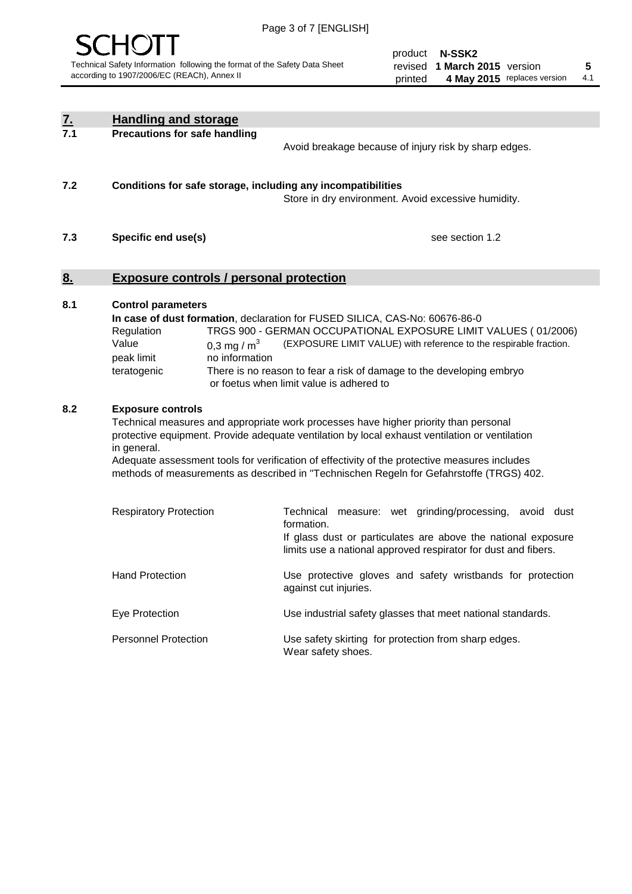## 7. Handling and storage

**7.1 Precautions for safe handling**

Avoid breakage because of injury risk by sharp edges.

**7.2 Conditions for safe storage, including any incompatibilities**

Store in dry environment. Avoid excessive humidity.

**7.3 Specific end use(s)**

see section 1.2

## 8. Exposure controls / personal protection

**8.1 Control parameters**

**In case of dust formation**, declaration for FUSED SILICA, CAS-No: 60676-86-0

| | |
|---|---|
| Regulation | TRGS 900 - GERMAN OCCUPATIONAL EXPOSURE LIMIT VALUES ( 01/2006) |
| Value | 0,3 mg / $m^3$ (EXPOSURE LIMIT VALUE) with reference to the respirable fraction. |
| peak limit | no information |
| teratogenic | There is no reason to fear a risk of damage to the developing embryo or foetus when limit value is adhered to |

**8.2 Exposure controls**

Technical measures and appropriate work processes have higher priority than personal protective equipment. Provide adequate ventilation by local exhaust ventilation or ventilation in general.

Adequate assessment tools for verification of effectivity of the protective measures includes methods of measurements as described in "Technischen Regeln for Gefahrstoffe (TRGS) 402.

| | |
|---|---|
| Respiratory Protection | Technical measure: wet grinding/processing, avoid dust formation. If glass dust or particulates are above the national exposure limits use a national approved respirator for dust and fibers. |
| Hand Protection | Use protective gloves and safety wristbands for protection against cut injuries. |
| Eye Protection | Use industrial safety glasses that meet national standards. |
| Personnel Protection | Use safety skirting for protection from sharp edges. Wear safety shoes. |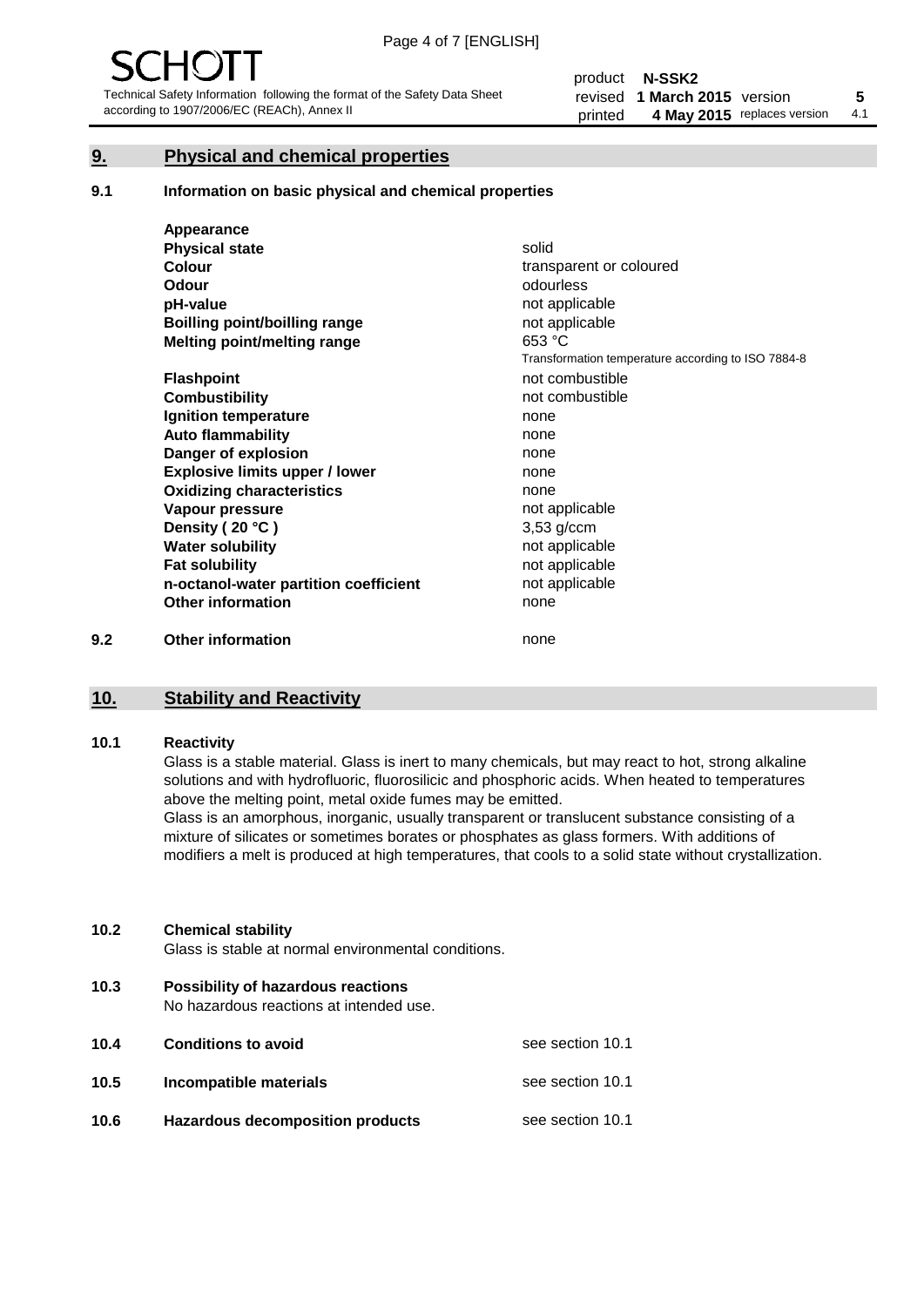## 9. Physical and chemical properties

### 9.1 Information on basic physical and chemical properties

| | |
|---|---|
| **Appearance** | |
| **Physical state** | solid |
| **Colour** | transparent or coloured |
| **Odour** | odourless |
| **pH-value** | not applicable |
| **Boilling point/boilling range** | not applicable |
| **Melting point/melting range** | 653 °C<br>Transformation temperature according to ISO 7884-8 |
| **Flashpoint** | not combustible |
| **Combustibility** | not combustible |
| **Ignition temperature** | none |
| **Auto flammability** | none |
| **Danger of explosion** | none |
| **Explosive limits upper / lower** | none |
| **Oxidizing characteristics** | none |
| **Vapour pressure** | not applicable |
| **Density ( 20 °C )** | 3,53 g/ccm |
| **Water solubility** | not applicable |
| **Fat solubility** | not applicable |
| **n-octanol-water partition coefficient** | not applicable |
| **Other information** | none |

### 9.2 Other information

none

## 10. Stability and Reactivity

### 10.1 Reactivity

Glass is a stable material. Glass is inert to many chemicals, but may react to hot, strong alkaline solutions and with hydrofluoric, fluorosilicic and phosphoric acids. When heated to temperatures above the melting point, metal oxide fumes may be emitted.

Glass is an amorphous, inorganic, usually transparent or translucent substance consisting of a mixture of silicates or sometimes borates or phosphates as glass formers. With additions of modifiers a melt is produced at high temperatures, that cools to a solid state without crystallization.

### 10.2 Chemical stability

Glass is stable at normal environmental conditions.

### 10.3 Possibility of hazardous reactions

No hazardous reactions at intended use.

| | | |
|---|---|---|
| **10.4** | **Conditions to avoid** | see section 10.1 |
| **10.5** | **Incompatible materials** | see section 10.1 |
| **10.6** | **Hazardous decomposition products** | see section 10.1 |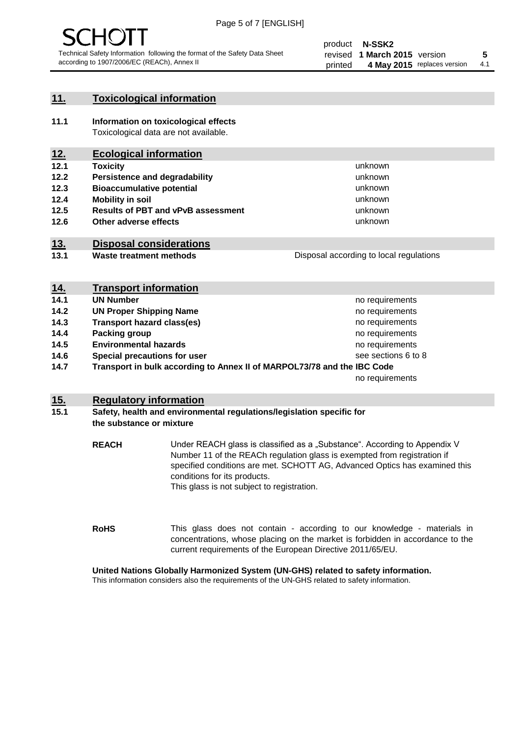## 11. Toxicological information

**11.1 Information on toxicological effects**
Toxicological data are not available.

## 12. Ecological information

| | | |
|---|---|---|
| **12.1** | **Toxicity** | unknown |
| **12.2** | **Persistence and degradability** | unknown |
| **12.3** | **Bioaccumulative potential** | unknown |
| **12.4** | **Mobility in soil** | unknown |
| **12.5** | **Results of PBT and vPvB assessment** | unknown |
| **12.6** | **Other adverse effects** | unknown |

## 13. Disposal considerations

| | | |
|---|---|---|
| **13.1** | **Waste treatment methods** | Disposal according to local regulations |

## 14. Transport information

| | | |
|---|---|---|
| **14.1** | **UN Number** | no requirements |
| **14.2** | **UN Proper Shipping Name** | no requirements |
| **14.3** | **Transport hazard class(es)** | no requirements |
| **14.4** | **Packing group** | no requirements |
| **14.5** | **Environmental hazards** | no requirements |
| **14.6** | **Special precautions for user** | see sections 6 to 8 |
| **14.7** | **Transport in bulk according to Annex II of MARPOL73/78 and the IBC Code** | no requirements |

## 15. Regulatory information

**15.1 Safety, health and environmental regulations/legislation specific for the substance or mixture**

**REACH** Under REACH glass is classified as a „Substance". According to Appendix V Number 11 of the REACh regulation glass is exempted from registration if specified conditions are met. SCHOTT AG, Advanced Optics has examined this conditions for its products.
This glass is not subject to registration.

**RoHS** This glass does not contain - according to our knowledge - materials in concentrations, whose placing on the market is forbidden in accordance to the current requirements of the European Directive 2011/65/EU.

**United Nations Globally Harmonized System (UN-GHS) related to safety information.**
This information considers also the requirements of the UN-GHS related to safety information.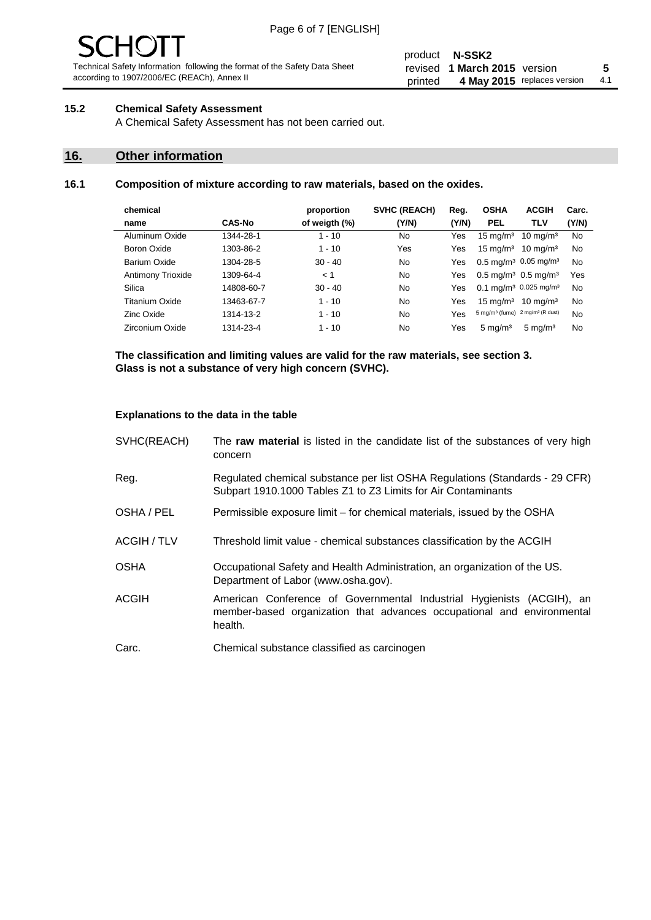### 15.2 Chemical Safety Assessment

A Chemical Safety Assessment has not been carried out.

## 16. Other information

### 16.1 Composition of mixture according to raw materials, based on the oxides.

| chemical name | CAS-No | proportion of weigth (%) | SVHC (REACH) (Y/N) | Reg. (Y/N) | OSHA PEL | ACGIH TLV | Carc. (Y/N) |
|---|---|---|---|---|---|---|---|
| Aluminum Oxide | 1344-28-1 | 1 - 10 | No | Yes | 15 mg/m³ | 10 mg/m³ | No |
| Boron Oxide | 1303-86-2 | 1 - 10 | Yes | Yes | 15 mg/m³ | 10 mg/m³ | No |
| Barium Oxide | 1304-28-5 | 30 - 40 | No | Yes | 0.5 mg/m³ | 0.05 mg/m³ | No |
| Antimony Trioxide | 1309-64-4 | < 1 | No | Yes | 0.5 mg/m³ | 0.5 mg/m³ | Yes |
| Silica | 14808-60-7 | 30 - 40 | No | Yes | 0.1 mg/m³ | 0.025 mg/m³ | No |
| Titanium Oxide | 13463-67-7 | 1 - 10 | No | Yes | 15 mg/m³ | 10 mg/m³ | No |
| Zinc Oxide | 1314-13-2 | 1 - 10 | No | Yes | 5 mg/m³ (fume) | 2 mg/m³ (R dust) | No |
| Zirconium Oxide | 1314-23-4 | 1 - 10 | No | Yes | 5 mg/m³ | 5 mg/m³ | No |

**The classification and limiting values are valid for the raw materials, see section 3.**
**Glass is not a substance of very high concern (SVHC).**

**Explanations to the data in the table**

| | |
|---|---|
| SVHC(REACH) | The **raw material** is listed in the candidate list of the substances of very high concern |
| Reg. | Regulated chemical substance per list OSHA Regulations (Standards - 29 CFR) Subpart 1910.1000 Tables Z1 to Z3 Limits for Air Contaminants |
| OSHA / PEL | Permissible exposure limit – for chemical materials, issued by the OSHA |
| ACGIH / TLV | Threshold limit value - chemical substances classification by the ACGIH |
| OSHA | Occupational Safety and Health Administration, an organization of the US. Department of Labor (www.osha.gov). |
| ACGIH | American Conference of Governmental Industrial Hygienists (ACGIH), an member-based organization that advances occupational and environmental health. |
| Carc. | Chemical substance classified as carcinogen |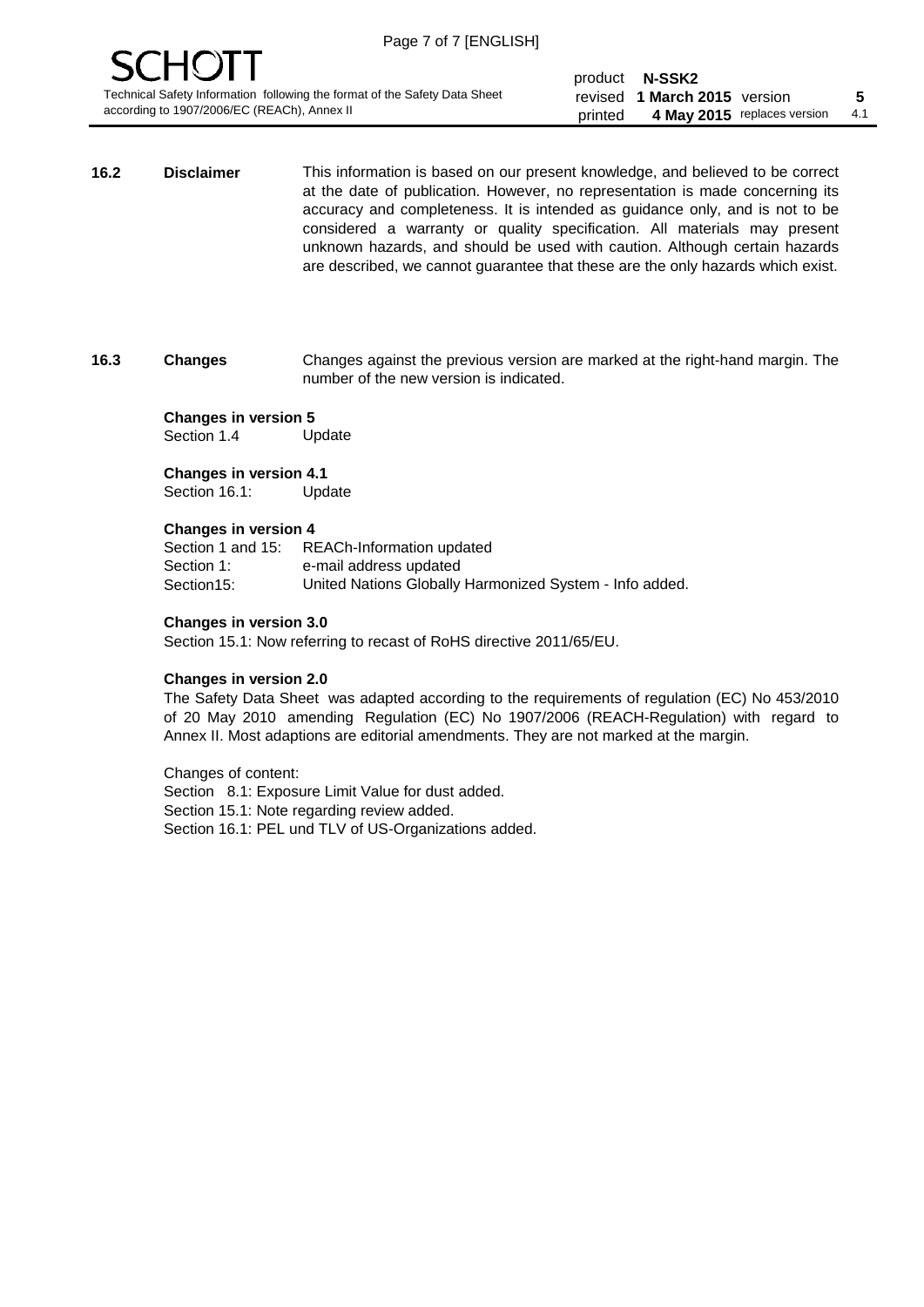**16.2 Disclaimer**

This information is based on our present knowledge, and believed to be correct at the date of publication. However, no representation is made concerning its accuracy and completeness. It is intended as guidance only, and is not to be considered a warranty or quality specification. All materials may present unknown hazards, and should be used with caution. Although certain hazards are described, we cannot guarantee that these are the only hazards which exist.

**16.3 Changes**

Changes against the previous version are marked at the right-hand margin. The number of the new version is indicated.

**Changes in version 5**

Section 1.4 Update

**Changes in version 4.1**

Section 16.1: Update

**Changes in version 4**

Section 1 and 15: REACh-Information updated
Section 1: e-mail address updated
Section15: United Nations Globally Harmonized System - Info added.

**Changes in version 3.0**

Section 15.1: Now referring to recast of RoHS directive 2011/65/EU.

**Changes in version 2.0**

The Safety Data Sheet was adapted according to the requirements of regulation (EC) No 453/2010 of 20 May 2010 amending Regulation (EC) No 1907/2006 (REACH-Regulation) with regard to Annex II. Most adaptions are editorial amendments. They are not marked at the margin.

Changes of content:
Section 8.1: Exposure Limit Value for dust added.
Section 15.1: Note regarding review added.
Section 16.1: PEL und TLV of US-Organizations added.